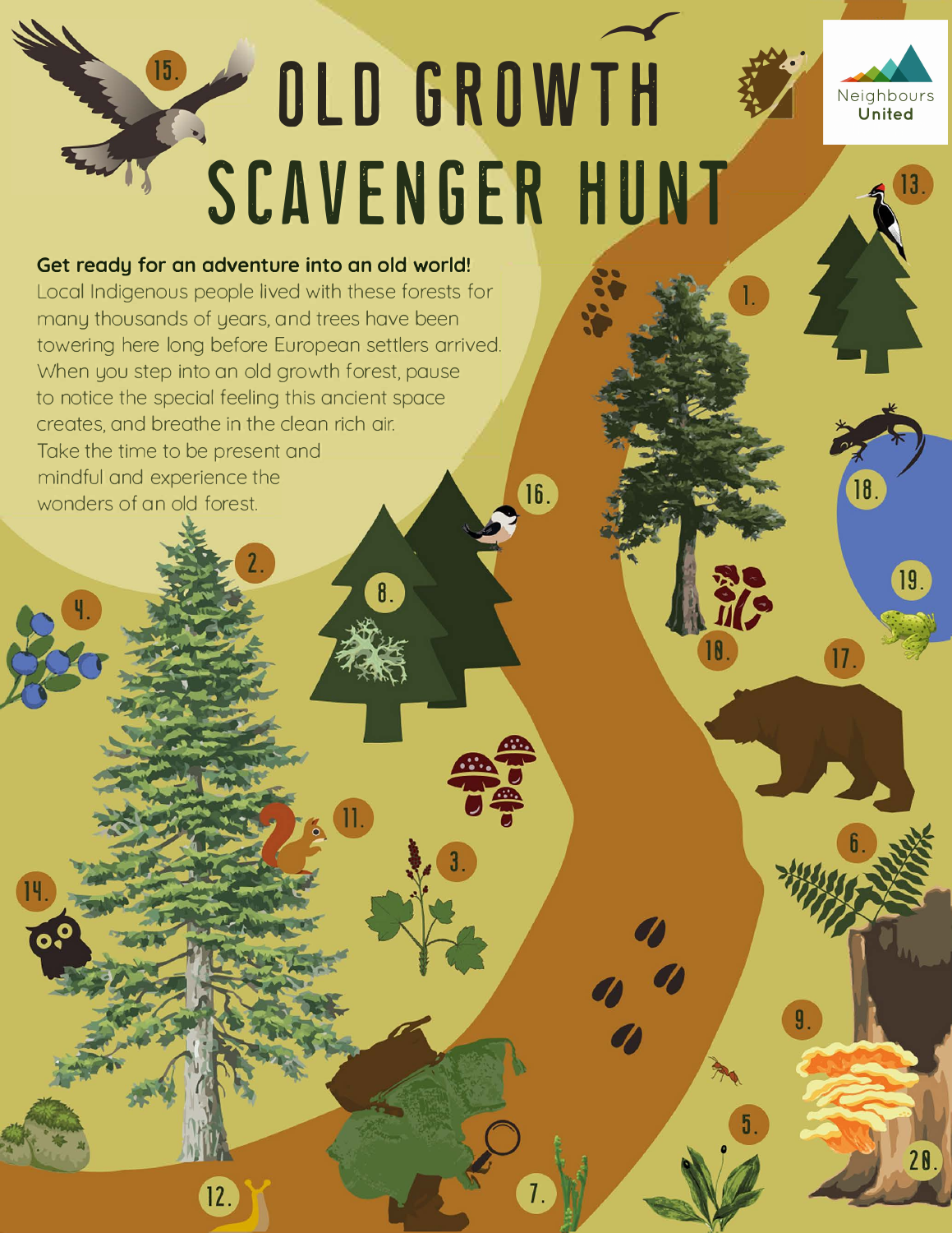# OLD GROWTH SCAVENGER HUNT

Neighbours United

**Get ready for an adventure into an old world!**
Local Indigenous people lived with these forests for many thousands of years, and trees have been towering here long before European settlers arrived. When you step into an old growth forest, pause to notice the special feeling this ancient space creates, and breathe in the clean rich air. Take the time to be present and mindful and experience the wonders of an old forest.

1. 2. 3. 4. 5. 6. 7. 8. 9. 10. 11. 12. 13. 14. 15. 16. 17. 18. 19. 20.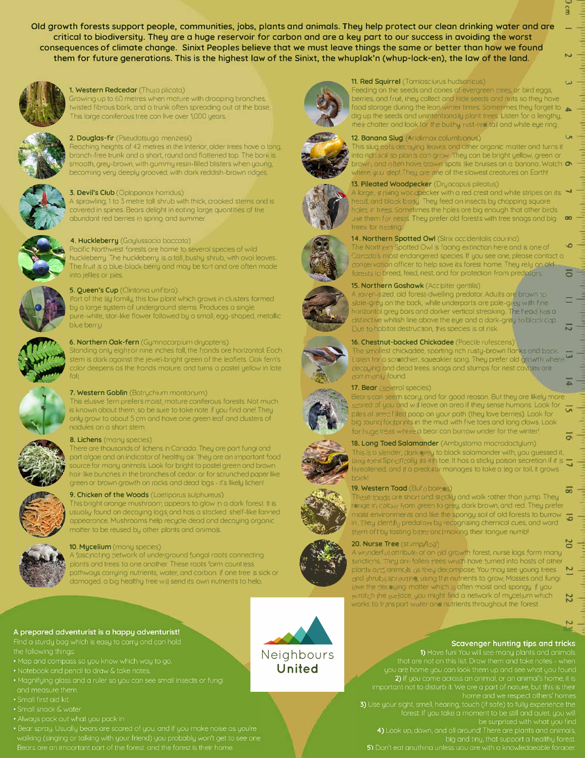Old growth forests support people, communities, jobs, plants and animals. They help protect our clean drinking water and are critical to biodiversity. They are a huge reservoir for carbon and are a key part to our success in avoiding the worst consequences of climate change. Sinixt Peoples believe that we must leave things the same or better than how we found them for future generations. This is the highest law of the Sinixt, the whuplak'n (whup-lock-en), the law of the land.

**1. Western Redcedar** (Thuja plicata)
Growing up to 60 metres when mature with drooping branches, twisted fibrous bark, and a trunk often spreading out at the base. This large coniferous tree can live over 1,000 years.

**2. Douglas-fir** (Pseudotsuga menziesii)
Reaching heights of 42 metres in the Interior, older trees have a long, branch-free trunk and a short, round and flattened top. The bark is smooth, grey-brown, with gummy resin-filled blisters when young, becoming very deeply grooved, with dark reddish-brown ridges.

**3. Devil's Club** (Oplopanax horridus)
A sprawling, 1 to 3 metre tall shrub with thick, crooked stems and is covered in spines. Bears delight in eating large quantities of the abundant red berries in spring and summer.

**4. Huckleberry** (Gaylussacia baccata)
Pacific Northwest forests are home to several species of wild huckleberry. The huckleberry is a tall, bushy shrub, with oval leaves. The fruit is a blue-black berry and may be tart and are often made into jellies or pies.

**5. Queen's Cup** (Clintonia uniflora)
Part of the lily family, this low plant which grows in clusters formed by a large system of underground stems. Produces a single pure-white, star-like flower followed by a small, egg-shaped, metallic blue berry!

**6. Northern Oak-fern** (Gymnocarpium dryopteris)
Standing only eight or nine inches tall, the fronds are horizontal. Each stem is dark against the jewel-bright green of the leaflets. Oak fern's color deepens as the fronds mature, and turns a pastel yellow in late fall.

**7. Western Goblin** (Botrychium montanum)
This elusive fern prefers moist, mature coniferous forests. Not much is known about them, so be sure to take note if you find one! They only grow to about 5 cm and have one green leaf and clusters of nodules on a short stem.

**8. Lichens** (many species)
There are thousands of lichens in Canada. They are part fungi and part algae and an indicator of healthy air. They are an important food source for many animals. Look for bright to pastel green and brown hair like bunches in the branches of cedar, or for scrunched paper like green or brown growth on rocks and dead logs - it's likely lichen!

**9. Chicken of the Woods** (Laetiporus sulphureus)
This bright orange mushroom appears to glow in a dark forest. It is usually found on decaying logs and has a stacked, shelf-like fanned appearance. Mushrooms help recycle dead and decaying organic matter to be reused by other plants and animals.

**10. Mycelium** (many species)
A fascinating network of underground fungal roots connecting plants and trees to one another. These roots form countless pathways carrying nutrients, water, and carbon. If one tree is sick or damaged, a big healthy tree will send its own nutrients to help.

**11. Red Squirrel** (Tamiasciurus hudsonicus)
Feeding on the seeds and cones of evergreen trees, or bird eggs, berries, and fruit, they collect and hide seeds and nuts so they have food storage during the lean winter times. Sometimes they forget to dig up the seeds and unintentionally plant trees. Listen for a lengthy, their chatter and look for the bushy rust-red tail and white eye ring.

**12. Banana Slug** (Ariolimax columbianus)
This slug eats decaying leaves and other organic matter and turns it into rich soil so plants can grow. They can be bright yellow, green or brown, and often have brown spots like bruises on a banana. Watch where you step! They are one of the slowest creatures on Earth!

**13. Pileated Woodpecker** (Dryocopus pileatus)
A large, striking woodpecker with a red crest and white stripes on its head, and black body. They feed on insects by chopping square holes in trees. Sometimes the holes are big enough that other birds use them for nests. They prefer old forests with tree snags and big trees for nesting.

**14. Northern Spotted Owl** (Strix occidentalis caurina)
The Northern Spotted Owl is facing extinction here and is one of Canada's most endangered species. If you see one, please contact a conservation officer to help save its forest home. They rely on old forests to breed, feed, nest, and for protection from predators.

**15. Northern Goshawk** (Accipiter gentilis)
A raven-sized, old forest-dwelling predator. Adults are brown to slate-grey on the back, while underparts are pale-grey with fine horizontal grey bars and darker vertical streaking. The head has a distinctive whitish line above the eye and a dark-grey to black cap. Due to habitat destruction, this species is at risk.

**16. Chestnut-backed Chickadee** (Poecile rufescens)
The smallest chickadee, sporting rich rusty-brown flanks and back. Listen for a scratchier, squeakier song. They prefer old growth where decaying and dead trees, snags and stumps for nest cavities are commonly found.

**17. Bear** (several species)
Bears can seem scary, and for good reason. But they are likely more scared of you and will leave an area if they sense humans. Look for piles of seed filled poop on your path (they love berries). Look for big round footprints in the mud with five toes and long claws. Look for huge trees where a bear can burrow under for the winter!

**18. Long Toed Salamander** (Ambystoma macrodactylum)
This is a slender, dark grey to black salamander with, you guessed it, long toes! Specifically its 4th toe. It has a sticky poison secretion if it is threatened, and if a predator manages to take a leg or tail, it grows back!

**19. Western Toad** (Bufo boreas)
These toads are short and stocky and walk rather than jump. They range in colour from green to grey, dark brown, and red. They prefer moist environments and like the spongy soil of old forests to burrow in. They identify predators by recognising chemical cues, and ward them off by tasting bitter and making their tongue numb!

**20. Nurse Tree** (stump/log)
A wonderful attribute of an old growth forest, nurse logs form many functions. They are fallen trees which have turned into hosts of other plants and animals as they decompose. You may see young trees and shrubs sprouting using the nutrients to grow. Mosses and fungi love the decaying matter which is often moist and spongy. If you scratch the surface, you might find a network of mycelium which works to transport water and nutrients throughout the forest.

## A prepared adventurist is a happy adventurist!

Find a sturdy bag which is easy to carry and can hold the following things:

- Map and compass so you know which way to go.
- Notebook and pencil to draw & take notes.
- Magnifying glass and a ruler so you can see small insects or fungi and measure them.
- Small first aid kit.
- Small snack & water
- Always pack out what you pack in
- Bear spray. Usually bears are scared of you, and if you make noise as you're walking (singing or talking with your friend) you probably won't get to see one. Bears are an important part of the forest, and the forest is their home.

Neighbours United

## Scavenger hunting tips and tricks

**1)** Have fun! You will see many plants and animals that are not on this list. Draw them and take notes - when you are home you can look them up and see what you found.
**2)** If you come across an animal, or an animal's home, it is important not to disturb it. We are a part of nature, but this is their home and we respect others' homes.
**3)** Use your sight, smell, hearing, touch (if safe) to fully experience the forest. If you take a moment to be still and quiet, you will be surprised with what you find.
**4)** Look up, down, and all around! There are plants and animals, big and tiny, that support a healthy forest.
**5)** Don't eat anything unless you are with a knowledgeable forager.